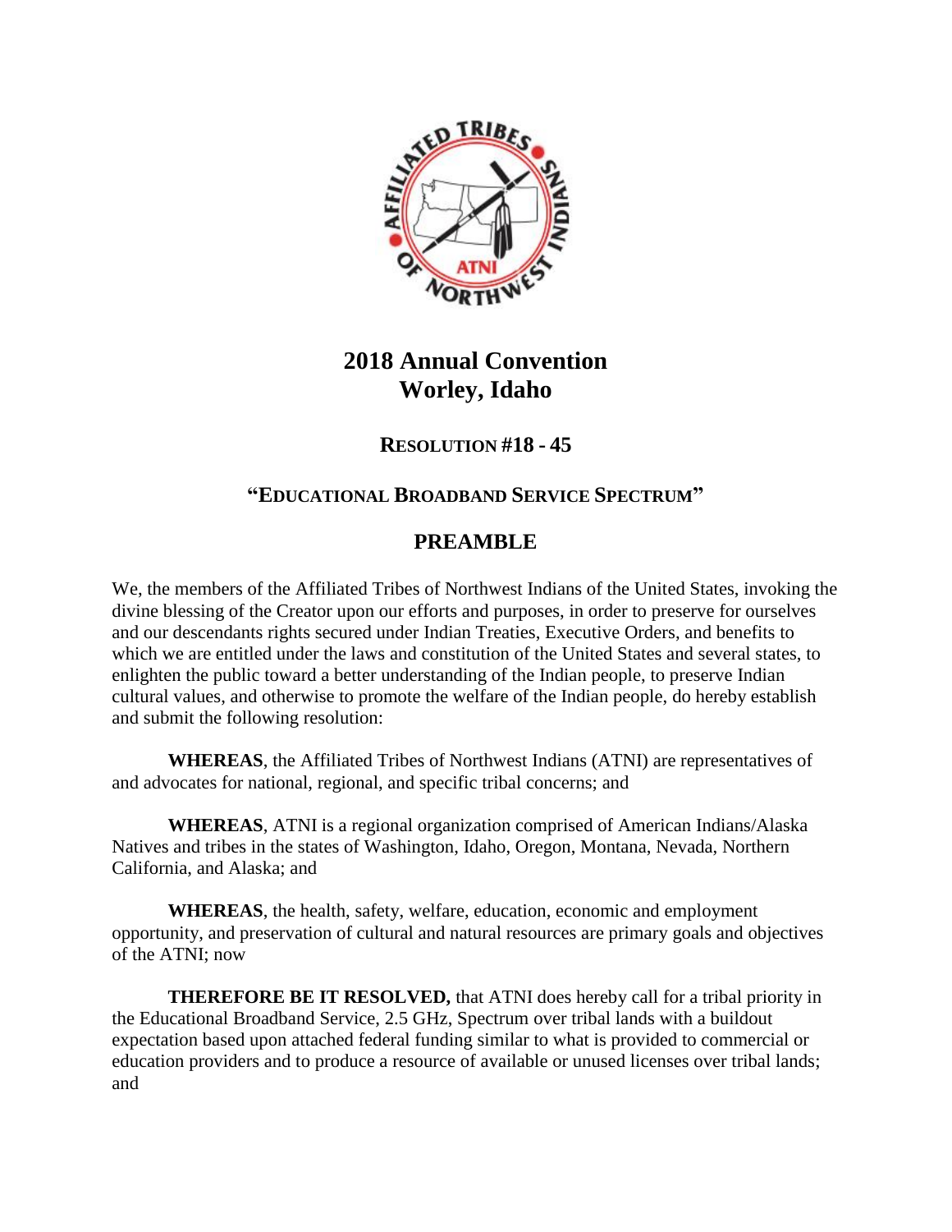# 2018 Annual Convention
# Worley, Idaho

## RESOLUTION #18 - 45

## "EDUCATIONAL BROADBAND SERVICE SPECTRUM"

## PREAMBLE

We, the members of the Affiliated Tribes of Northwest Indians of the United States, invoking the divine blessing of the Creator upon our efforts and purposes, in order to preserve for ourselves and our descendants rights secured under Indian Treaties, Executive Orders, and benefits to which we are entitled under the laws and constitution of the United States and several states, to enlighten the public toward a better understanding of the Indian people, to preserve Indian cultural values, and otherwise to promote the welfare of the Indian people, do hereby establish and submit the following resolution:

**WHEREAS**, the Affiliated Tribes of Northwest Indians (ATNI) are representatives of and advocates for national, regional, and specific tribal concerns; and

**WHEREAS**, ATNI is a regional organization comprised of American Indians/Alaska Natives and tribes in the states of Washington, Idaho, Oregon, Montana, Nevada, Northern California, and Alaska; and

**WHEREAS**, the health, safety, welfare, education, economic and employment opportunity, and preservation of cultural and natural resources are primary goals and objectives of the ATNI; now

**THEREFORE BE IT RESOLVED,** that ATNI does hereby call for a tribal priority in the Educational Broadband Service, 2.5 GHz, Spectrum over tribal lands with a buildout expectation based upon attached federal funding similar to what is provided to commercial or education providers and to produce a resource of available or unused licenses over tribal lands; and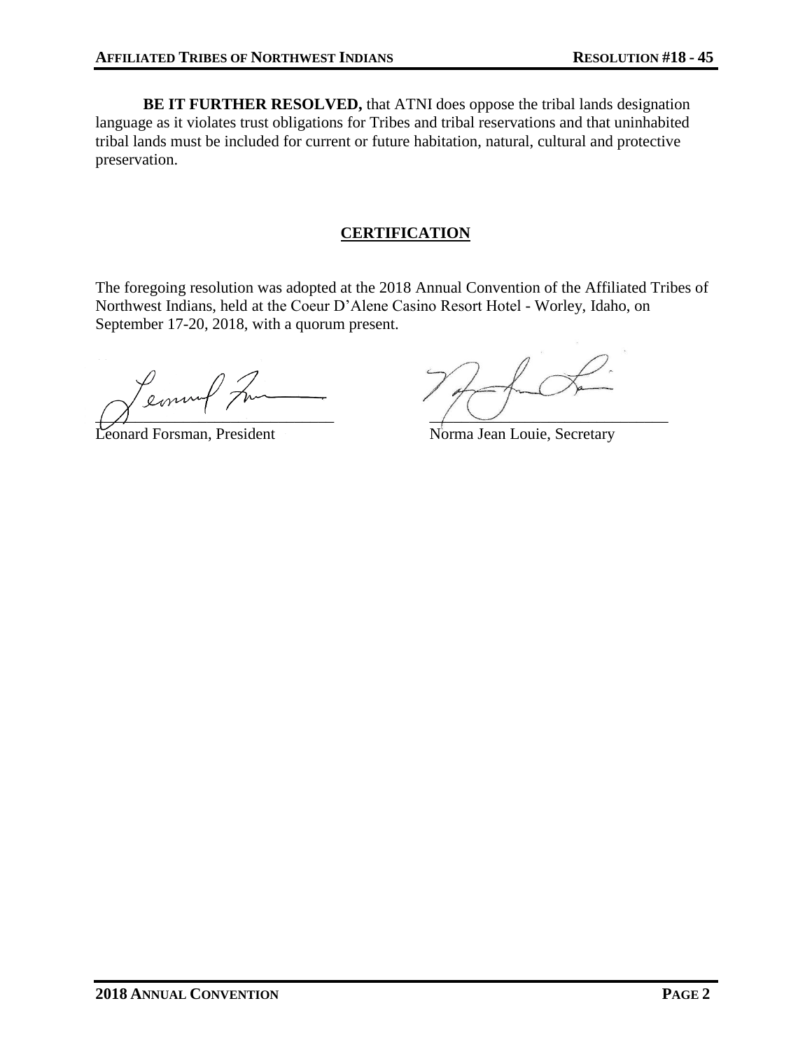**BE IT FURTHER RESOLVED,** that ATNI does oppose the tribal lands designation language as it violates trust obligations for Tribes and tribal reservations and that uninhabited tribal lands must be included for current or future habitation, natural, cultural and protective preservation.

## CERTIFICATION

The foregoing resolution was adopted at the 2018 Annual Convention of the Affiliated Tribes of Northwest Indians, held at the Coeur D'Alene Casino Resort Hotel - Worley, Idaho, on September 17-20, 2018, with a quorum present.

Leonard Forsman, President

Norma Jean Louie, Secretary